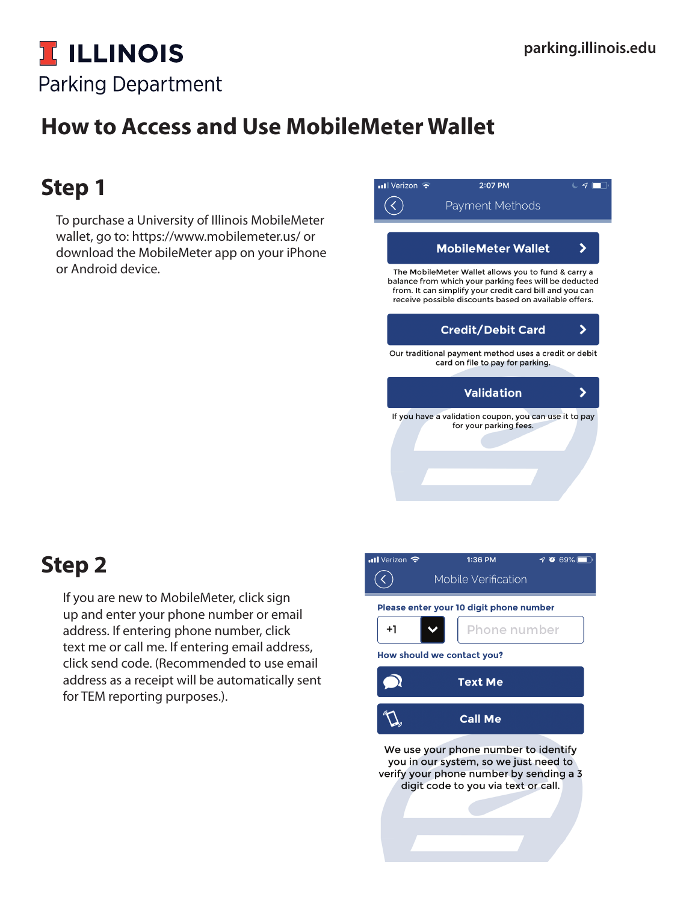# ILLINOIS

Parking Department

parking.illinois.edu

## How to Access and Use MobileMeter Wallet

### Step 1

To purchase a University of Illinois MobileMeter wallet, go to: https://www.mobilemeter.us/ or download the MobileMeter app on your iPhone or Android device.

Verizon 2:07 PM

Payment Methods

**MobileMeter Wallet**

The MobileMeter Wallet allows you to fund & carry a balance from which your parking fees will be deducted from. It can simplify your credit card bill and you can receive possible discounts based on available offers.

**Credit/Debit Card**

Our traditional payment method uses a credit or debit card on file to pay for parking.

**Validation**

If you have a validation coupon, you can use it to pay for your parking fees.

### Step 2

If you are new to MobileMeter, click sign up and enter your phone number or email address. If entering phone number, click text me or call me. If entering email address, click send code. (Recommended to use email address as a receipt will be automatically sent for TEM reporting purposes.).

Verizon 1:36 PM 69%

Mobile Verification

**Please enter your 10 digit phone number**

+1 | Phone number

**How should we contact you?**

**Text Me**

**Call Me**

We use your phone number to identify you in our system, so we just need to verify your phone number by sending a 3 digit code to you via text or call.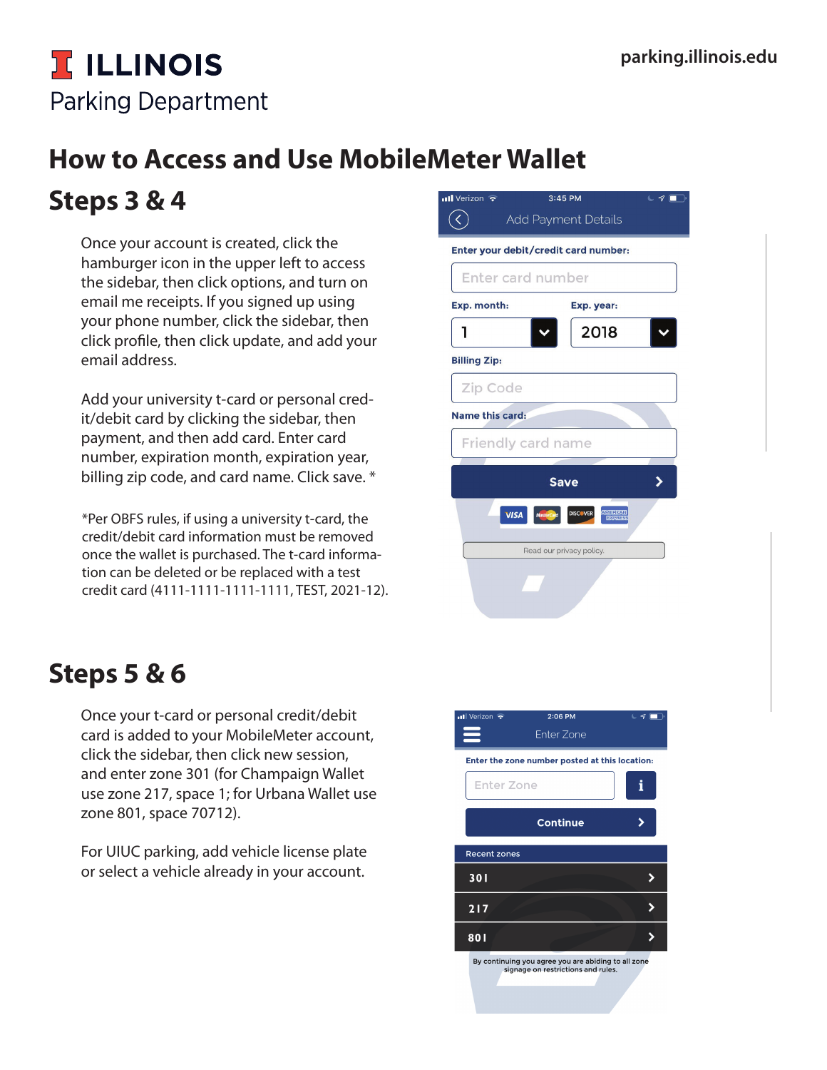# ILLINOIS

Parking Department

parking.illinois.edu

## How to Access and Use MobileMeter Wallet

## Steps 3 & 4

Once your account is created, click the hamburger icon in the upper left to access the sidebar, then click options, and turn on email me receipts. If you signed up using your phone number, click the sidebar, then click profile, then click update, and add your email address.

Add your university t-card or personal credit/debit card by clicking the sidebar, then payment, and then add card. Enter card number, expiration month, expiration year, billing zip code, and card name. Click save. *

*Per OBFS rules, if using a university t-card, the credit/debit card information must be removed once the wallet is purchased. The t-card information can be deleted or be replaced with a test credit card (4111-1111-1111-1111, TEST, 2021-12).

## Steps 5 & 6

Once your t-card or personal credit/debit card is added to your MobileMeter account, click the sidebar, then click new session, and enter zone 301 (for Champaign Wallet use zone 217, space 1; for Urbana Wallet use zone 801, space 70712).

For UIUC parking, add vehicle license plate or select a vehicle already in your account.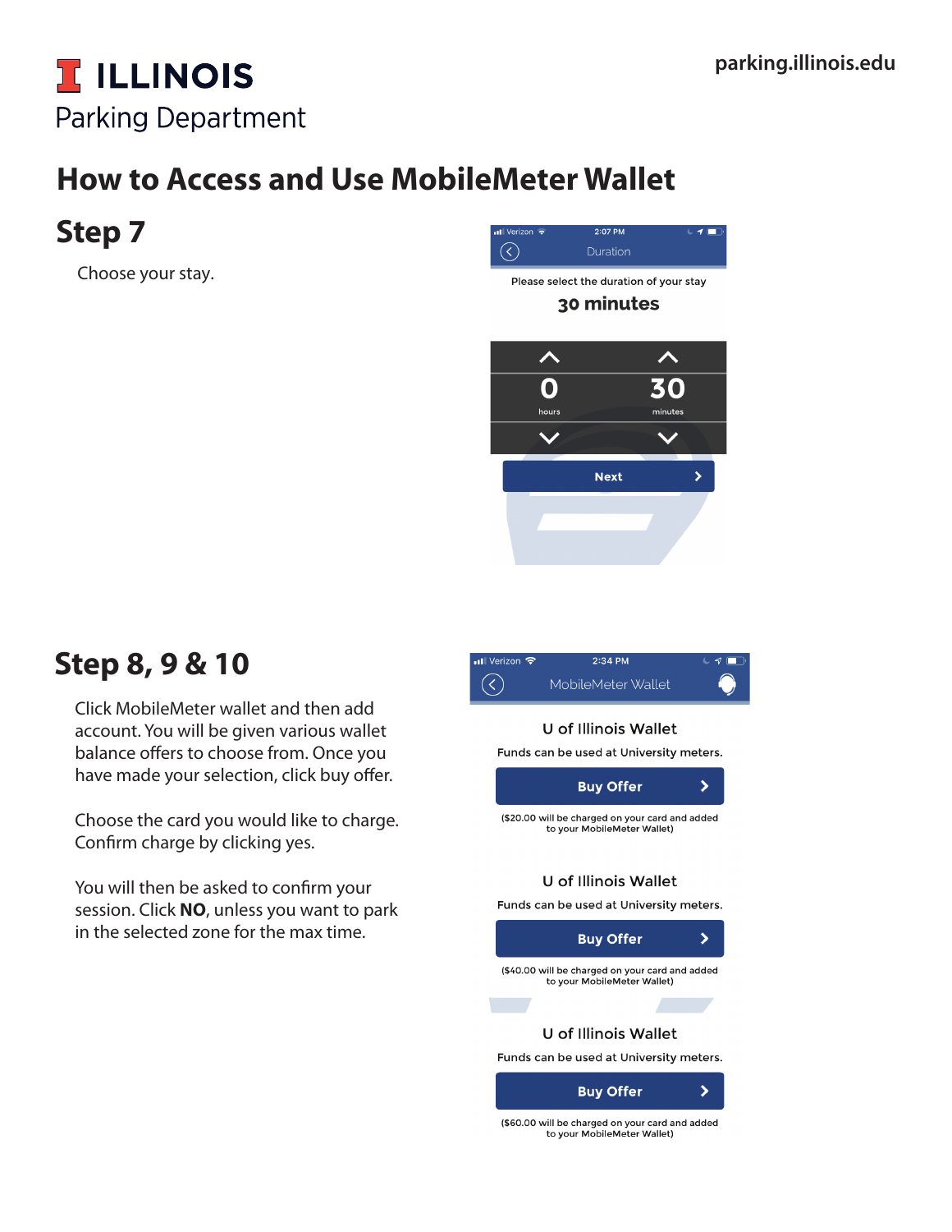ILLINOIS

Parking Department

parking.illinois.edu

# How to Access and Use MobileMeter Wallet

## Step 7

Choose your stay.

Verizon 2:07 PM

Duration

Please select the duration of your stay

30 minutes

0 hours

30 minutes

Next

## Step 8, 9 & 10

Click MobileMeter wallet and then add account. You will be given various wallet balance offers to choose from. Once you have made your selection, click buy offer.

Choose the card you would like to charge. Confirm charge by clicking yes.

You will then be asked to confirm your session. Click **NO**, unless you want to park in the selected zone for the max time.

Verizon 2:34 PM

MobileMeter Wallet

U of Illinois Wallet

Funds can be used at University meters.

Buy Offer

($20.00 will be charged on your card and added to your MobileMeter Wallet)

U of Illinois Wallet

Funds can be used at University meters.

Buy Offer

($40.00 will be charged on your card and added to your MobileMeter Wallet)

U of Illinois Wallet

Funds can be used at University meters.

Buy Offer

($60.00 will be charged on your card and added to your MobileMeter Wallet)